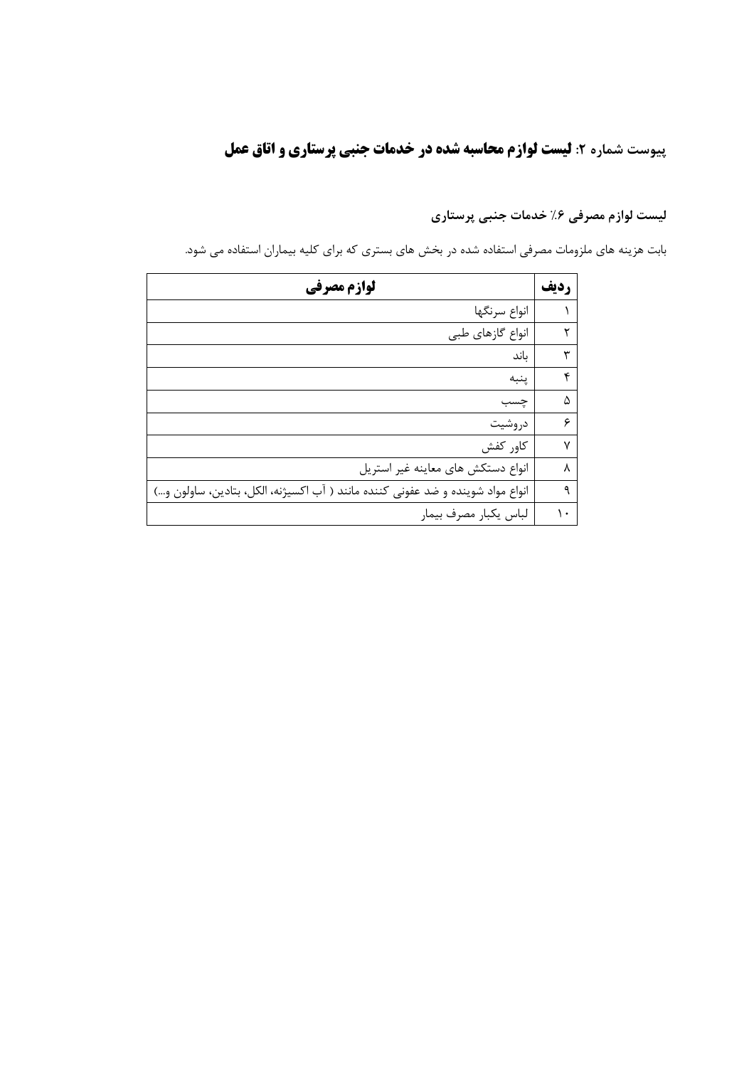## پیوست شماره ۲: **لیست لوازم محاسبه شده در خدمات جنبی پرستاری و اتاق عمل**

### لیست لوازم مصرفی ۶٪ خدمات جنبی پرستاری

بابت هزینه های ملزومات مصرفی استفاده شده در بخش های بستری که برای کلیه بیماران استفاده می شود.

| ردیف | لوازم مصرفی |
|---|---|
| ۱ | انواع سرنگها |
| ۲ | انواع گازهای طبی |
| ۳ | باند |
| ۴ | پنبه |
| ۵ | چسب |
| ۶ | دروشیت |
| ۷ | کاور کفش |
| ۸ | انواع دستکش های معاینه غیر استریل |
| ۹ | انواع مواد شوینده و ضد عفونی کننده مانند ( آب اکسیژنه، الکل، بتادین، ساولون و...) |
| ۱۰ | لباس یکبار مصرف بیمار |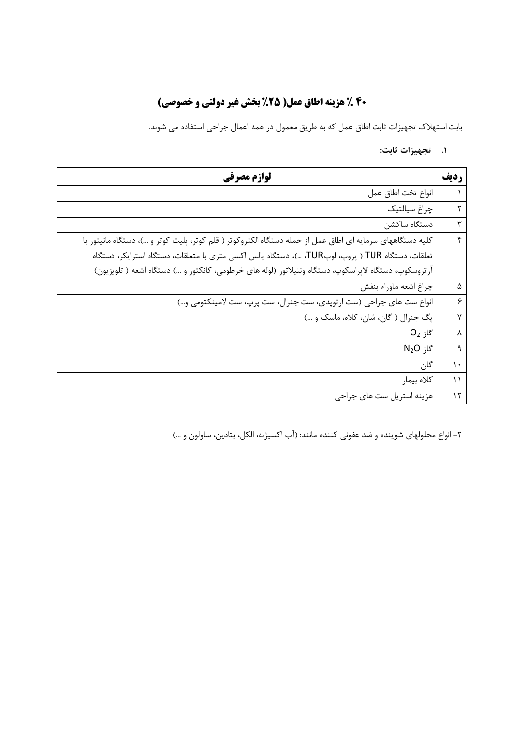# ۴۰ ٪ هزینه اطاق عمل( ۲۵٪ بخش غیر دولتی و خصوصی)

بابت استهلاک تجهیزات ثابت اطاق عمل که به طریق معمول در همه اعمال جراحی استفاده می شوند.

۱. **تجهیزات ثابت:**

| ردیف | لوازم مصرفی |
|---|---|
| ۱ | انواع تخت اطاق عمل |
| ۲ | چراغ سیالتیک |
| ۳ | دستگاه ساکشن |
| ۴ | کلیه دستگاههای سرمایه ای اطاق عمل از جمله دستگاه الکتروکوتر ( قلم کوتر، پلیت کوتر و ...)، دستگاه مانیتور با تعلقات، دستگاه TUR ( پروپ، لوپTUR، ...)، دستگاه پالس اکسی متری با متعلقات، دستگاه استرایکر، دستگاه آرتروسکوپ، دستگاه لاپراسکوپ، دستگاه ونتیلاتور (لوله های خرطومی، کانکتور و ...) دستگاه اشعه ( تلویزیون) |
| ۵ | چراغ اشعه ماوراء بنفش |
| ۶ | انواع ست های جراحی (ست ارتوپدی، ست جنرال، ست پرپ، ست لامینکتومی و...) |
| ۷ | پگ جنرال ( گان، شان، کلاه، ماسک و ...) |
| ۸ | گاز $O_2$ |
| ۹ | گاز $N_2O$ |
| ۱۰ | گان |
| ۱۱ | کلاه بیمار |
| ۱۲ | هزینه استریل ست های جراحی |

۲- انواع محلولهای شوینده و ضد عفونی کننده مانند: (آب اکسیژنه، الکل، بتادین، ساولون و ...)